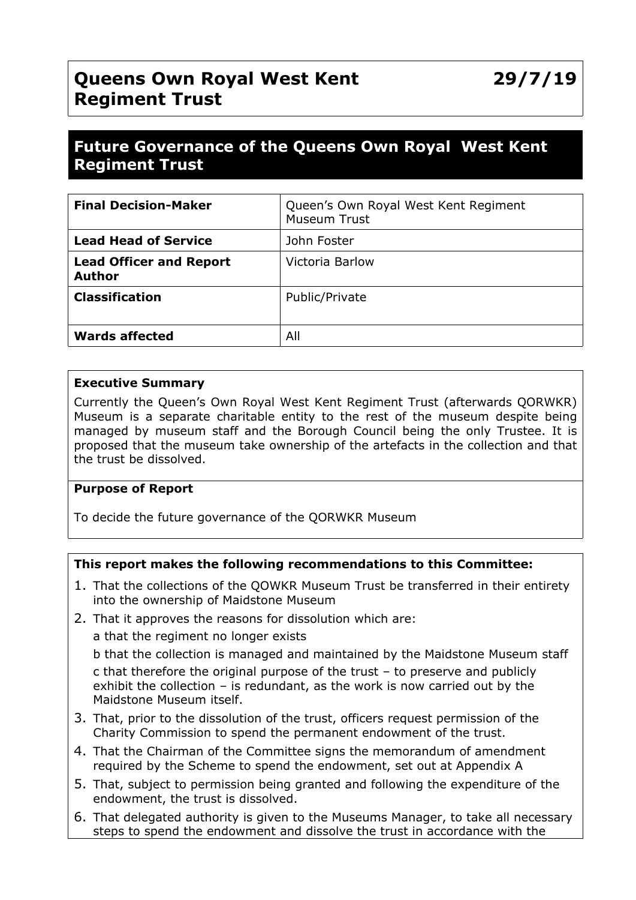# Queens Own Royal West Kent Regiment Trust

**29/7/19**

## Future Governance of the Queens Own Royal West Kent Regiment Trust

| **Final Decision-Maker** | Queen's Own Royal West Kent Regiment Museum Trust |
|---|---|
| **Lead Head of Service** | John Foster |
| **Lead Officer and Report Author** | Victoria Barlow |
| **Classification** | Public/Private |
| **Wards affected** | All |

**Executive Summary**

Currently the Queen's Own Royal West Kent Regiment Trust (afterwards QORWKR) Museum is a separate charitable entity to the rest of the museum despite being managed by museum staff and the Borough Council being the only Trustee. It is proposed that the museum take ownership of the artefacts in the collection and that the trust be dissolved.

**Purpose of Report**

To decide the future governance of the QORWKR Museum

**This report makes the following recommendations to this Committee:**

1. That the collections of the QOWKR Museum Trust be transferred in their entirety into the ownership of Maidstone Museum
2. That it approves the reasons for dissolution which are:

   a that the regiment no longer exists

   b that the collection is managed and maintained by the Maidstone Museum staff

   c that therefore the original purpose of the trust – to preserve and publicly exhibit the collection – is redundant, as the work is now carried out by the Maidstone Museum itself.
3. That, prior to the dissolution of the trust, officers request permission of the Charity Commission to spend the permanent endowment of the trust.
4. That the Chairman of the Committee signs the memorandum of amendment required by the Scheme to spend the endowment, set out at Appendix A
5. That, subject to permission being granted and following the expenditure of the endowment, the trust is dissolved.
6. That delegated authority is given to the Museums Manager, to take all necessary steps to spend the endowment and dissolve the trust in accordance with the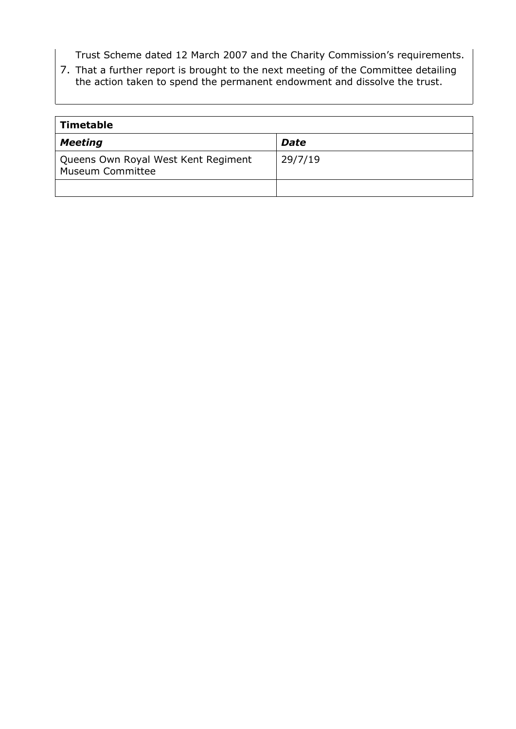Trust Scheme dated 12 March 2007 and the Charity Commission's requirements.

7. That a further report is brought to the next meeting of the Committee detailing the action taken to spend the permanent endowment and dissolve the trust.

| **Timetable** | |
|---|---|
| ***Meeting*** | ***Date*** |
| Queens Own Royal West Kent Regiment Museum Committee | 29/7/19 |
| | |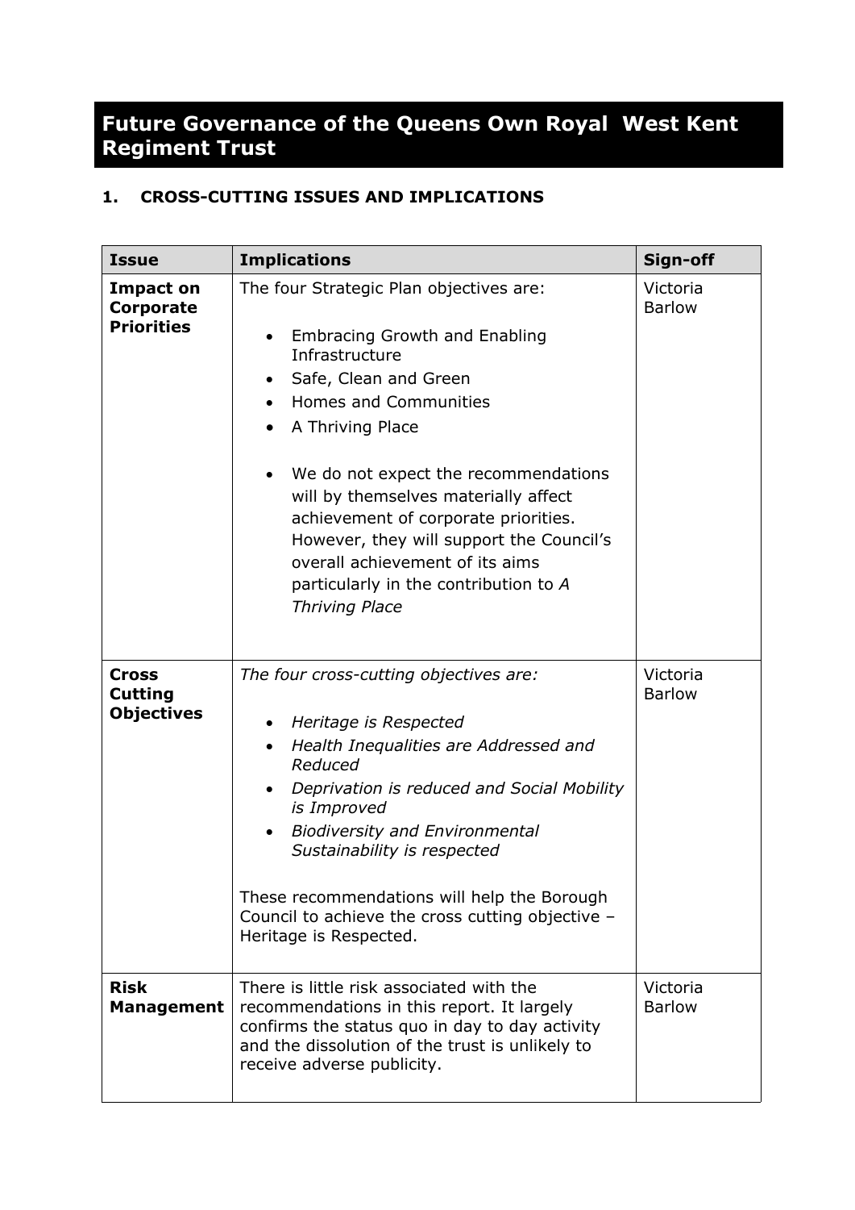# Future Governance of the Queens Own Royal West Kent Regiment Trust

## 1. CROSS-CUTTING ISSUES AND IMPLICATIONS

| Issue | Implications | Sign-off |
|---|---|---|
| **Impact on Corporate Priorities** | The four Strategic Plan objectives are:<br><br>• Embracing Growth and Enabling Infrastructure<br>• Safe, Clean and Green<br>• Homes and Communities<br>• A Thriving Place<br><br>• We do not expect the recommendations will by themselves materially affect achievement of corporate priorities. However, they will support the Council's overall achievement of its aims particularly in the contribution to *A Thriving Place* | Victoria Barlow |
| **Cross Cutting Objectives** | *The four cross-cutting objectives are:*<br><br>• *Heritage is Respected*<br>• *Health Inequalities are Addressed and Reduced*<br>• *Deprivation is reduced and Social Mobility is Improved*<br>• *Biodiversity and Environmental Sustainability is respected*<br><br>These recommendations will help the Borough Council to achieve the cross cutting objective – Heritage is Respected. | Victoria Barlow |
| **Risk Management** | There is little risk associated with the recommendations in this report. It largely confirms the status quo in day to day activity and the dissolution of the trust is unlikely to receive adverse publicity. | Victoria Barlow |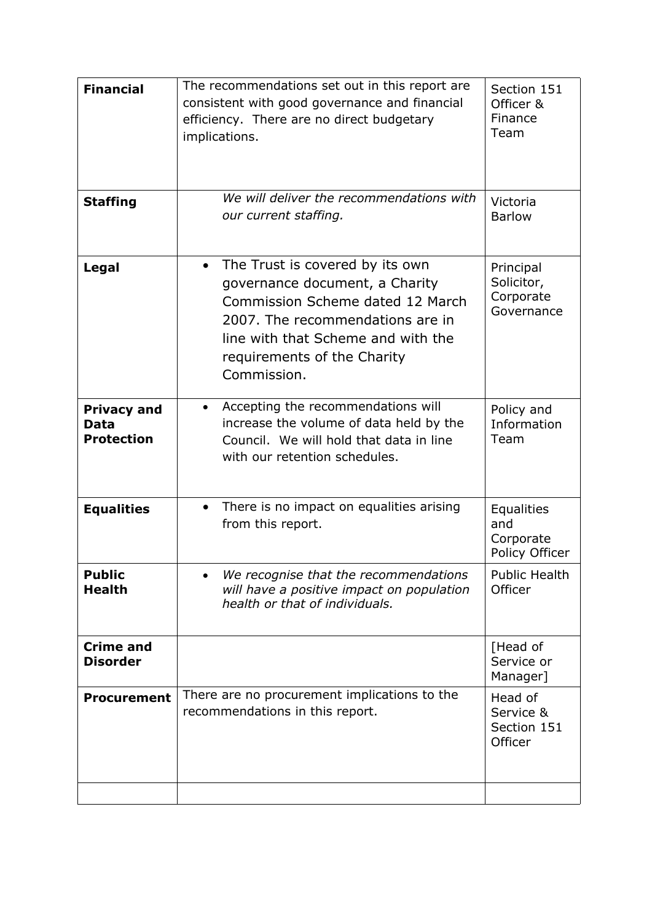| **Financial** | The recommendations set out in this report are consistent with good governance and financial efficiency. There are no direct budgetary implications. | Section 151 Officer & Finance Team |
|---|---|---|
| **Staffing** | *We will deliver the recommendations with our current staffing.* | Victoria Barlow |
| **Legal** | • The Trust is covered by its own governance document, a Charity Commission Scheme dated 12 March 2007. The recommendations are in line with that Scheme and with the requirements of the Charity Commission. | Principal Solicitor, Corporate Governance |
| **Privacy and Data Protection** | • Accepting the recommendations will increase the volume of data held by the Council. We will hold that data in line with our retention schedules. | Policy and Information Team |
| **Equalities** | • There is no impact on equalities arising from this report. | Equalities and Corporate Policy Officer |
| **Public Health** | • *We recognise that the recommendations will have a positive impact on population health or that of individuals.* | Public Health Officer |
| **Crime and Disorder** | | [Head of Service or Manager] |
| **Procurement** | There are no procurement implications to the recommendations in this report. | Head of Service & Section 151 Officer |
| | | |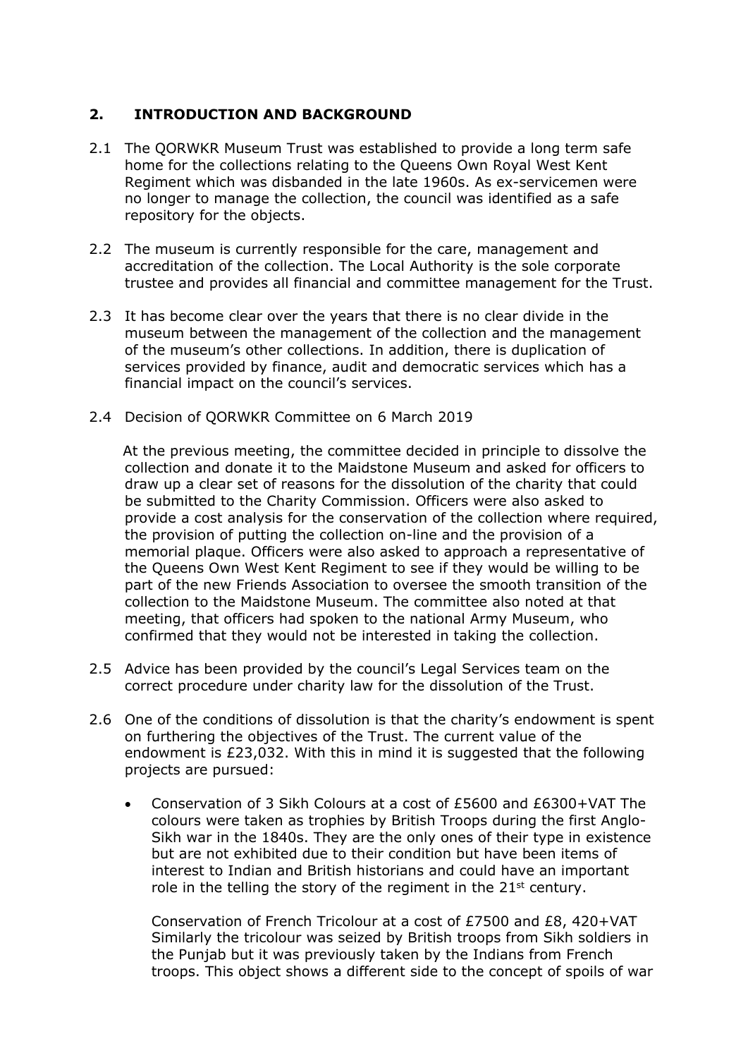## 2. INTRODUCTION AND BACKGROUND

2.1 The QORWKR Museum Trust was established to provide a long term safe home for the collections relating to the Queens Own Royal West Kent Regiment which was disbanded in the late 1960s. As ex-servicemen were no longer to manage the collection, the council was identified as a safe repository for the objects.

2.2 The museum is currently responsible for the care, management and accreditation of the collection. The Local Authority is the sole corporate trustee and provides all financial and committee management for the Trust.

2.3 It has become clear over the years that there is no clear divide in the museum between the management of the collection and the management of the museum's other collections. In addition, there is duplication of services provided by finance, audit and democratic services which has a financial impact on the council's services.

2.4 Decision of QORWKR Committee on 6 March 2019

At the previous meeting, the committee decided in principle to dissolve the collection and donate it to the Maidstone Museum and asked for officers to draw up a clear set of reasons for the dissolution of the charity that could be submitted to the Charity Commission. Officers were also asked to provide a cost analysis for the conservation of the collection where required, the provision of putting the collection on-line and the provision of a memorial plaque. Officers were also asked to approach a representative of the Queens Own West Kent Regiment to see if they would be willing to be part of the new Friends Association to oversee the smooth transition of the collection to the Maidstone Museum. The committee also noted at that meeting, that officers had spoken to the national Army Museum, who confirmed that they would not be interested in taking the collection.

2.5 Advice has been provided by the council's Legal Services team on the correct procedure under charity law for the dissolution of the Trust.

2.6 One of the conditions of dissolution is that the charity's endowment is spent on furthering the objectives of the Trust. The current value of the endowment is £23,032. With this in mind it is suggested that the following projects are pursued:

- Conservation of 3 Sikh Colours at a cost of £5600 and £6300+VAT The colours were taken as trophies by British Troops during the first Anglo-Sikh war in the 1840s. They are the only ones of their type in existence but are not exhibited due to their condition but have been items of interest to Indian and British historians and could have an important role in the telling the story of the regiment in the 21st century.

  Conservation of French Tricolour at a cost of £7500 and £8, 420+VAT Similarly the tricolour was seized by British troops from Sikh soldiers in the Punjab but it was previously taken by the Indians from French troops. This object shows a different side to the concept of spoils of war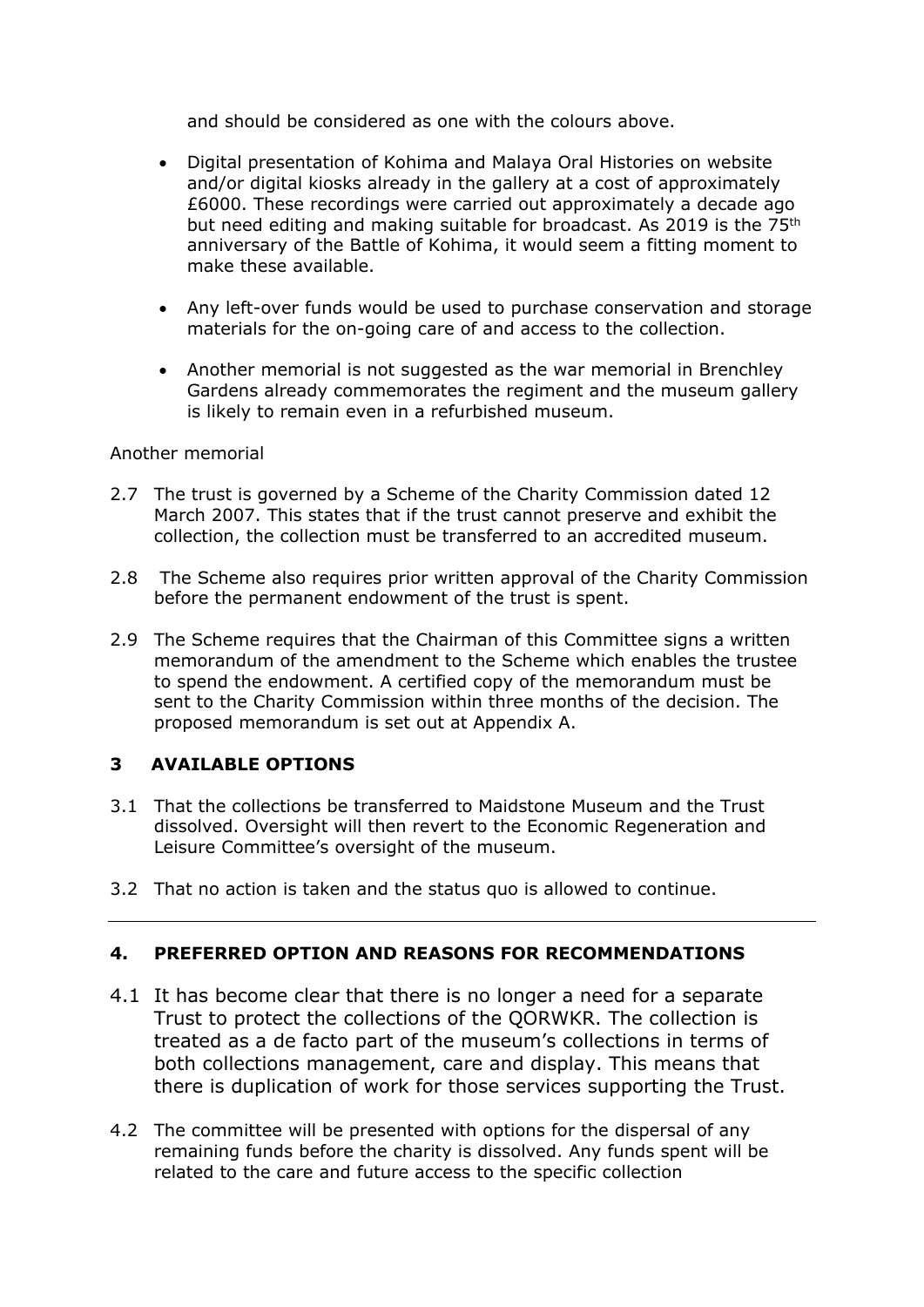and should be considered as one with the colours above.

- Digital presentation of Kohima and Malaya Oral Histories on website and/or digital kiosks already in the gallery at a cost of approximately £6000. These recordings were carried out approximately a decade ago but need editing and making suitable for broadcast. As 2019 is the 75th anniversary of the Battle of Kohima, it would seem a fitting moment to make these available.

- Any left-over funds would be used to purchase conservation and storage materials for the on-going care of and access to the collection.

- Another memorial is not suggested as the war memorial in Brenchley Gardens already commemorates the regiment and the museum gallery is likely to remain even in a refurbished museum.

Another memorial

2.7 The trust is governed by a Scheme of the Charity Commission dated 12 March 2007. This states that if the trust cannot preserve and exhibit the collection, the collection must be transferred to an accredited museum.

2.8 The Scheme also requires prior written approval of the Charity Commission before the permanent endowment of the trust is spent.

2.9 The Scheme requires that the Chairman of this Committee signs a written memorandum of the amendment to the Scheme which enables the trustee to spend the endowment. A certified copy of the memorandum must be sent to the Charity Commission within three months of the decision. The proposed memorandum is set out at Appendix A.

## 3 AVAILABLE OPTIONS

3.1 That the collections be transferred to Maidstone Museum and the Trust dissolved. Oversight will then revert to the Economic Regeneration and Leisure Committee's oversight of the museum.

3.2 That no action is taken and the status quo is allowed to continue.

---

## 4. PREFERRED OPTION AND REASONS FOR RECOMMENDATIONS

4.1 It has become clear that there is no longer a need for a separate Trust to protect the collections of the QORWKR. The collection is treated as a de facto part of the museum's collections in terms of both collections management, care and display. This means that there is duplication of work for those services supporting the Trust.

4.2 The committee will be presented with options for the dispersal of any remaining funds before the charity is dissolved. Any funds spent will be related to the care and future access to the specific collection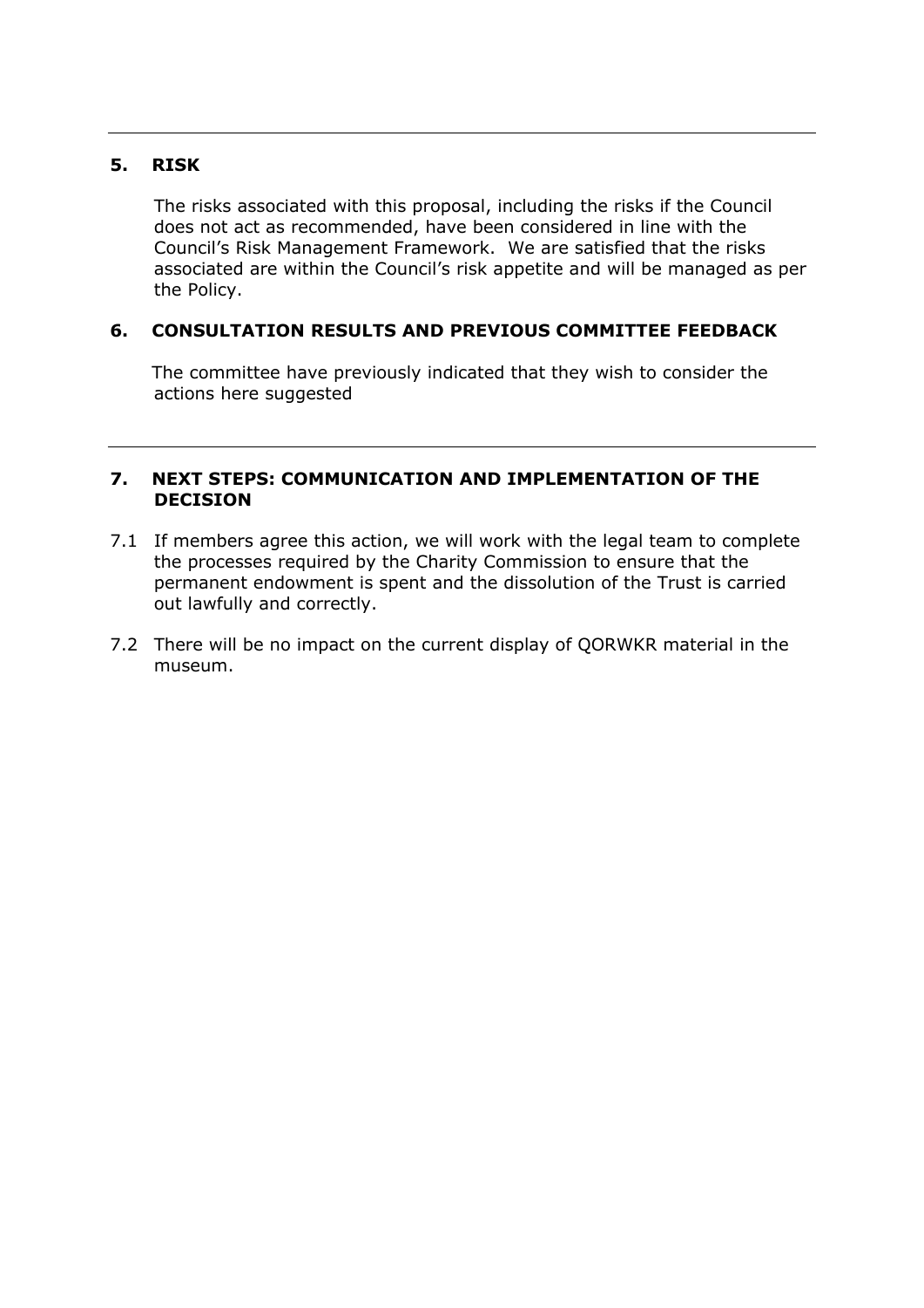## 5. RISK

The risks associated with this proposal, including the risks if the Council does not act as recommended, have been considered in line with the Council's Risk Management Framework. We are satisfied that the risks associated are within the Council's risk appetite and will be managed as per the Policy.

## 6. CONSULTATION RESULTS AND PREVIOUS COMMITTEE FEEDBACK

The committee have previously indicated that they wish to consider the actions here suggested

## 7. NEXT STEPS: COMMUNICATION AND IMPLEMENTATION OF THE DECISION

7.1 If members agree this action, we will work with the legal team to complete the processes required by the Charity Commission to ensure that the permanent endowment is spent and the dissolution of the Trust is carried out lawfully and correctly.

7.2 There will be no impact on the current display of QORWKR material in the museum.